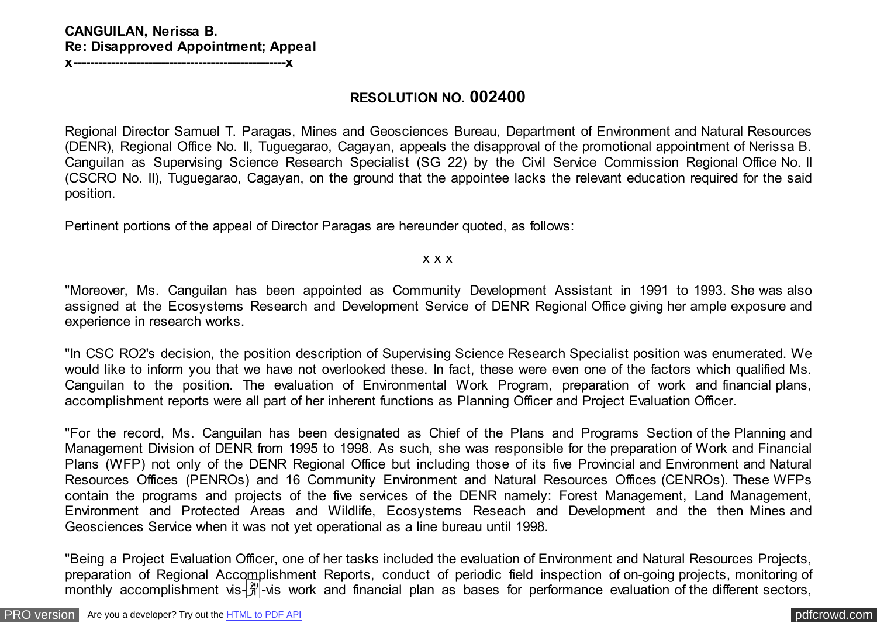**CANGUILAN, Nerissa B.**
**Re: Disapproved Appointment; Appeal**
**x--------------------------------------------------x**

**RESOLUTION NO. 002400**

Regional Director Samuel T. Paragas, Mines and Geosciences Bureau, Department of Environment and Natural Resources (DENR), Regional Office No. II, Tuguegarao, Cagayan, appeals the disapproval of the promotional appointment of Nerissa B. Canguilan as Supervising Science Research Specialist (SG 22) by the Civil Service Commission Regional Office No. II (CSCRO No. II), Tuguegarao, Cagayan, on the ground that the appointee lacks the relevant education required for the said position.

Pertinent portions of the appeal of Director Paragas are hereunder quoted, as follows:

x x x

"Moreover, Ms. Canguilan has been appointed as Community Development Assistant in 1991 to 1993. She was also assigned at the Ecosystems Research and Development Service of DENR Regional Office giving her ample exposure and experience in research works.

"In CSC RO2's decision, the position description of Supervising Science Research Specialist position was enumerated. We would like to inform you that we have not overlooked these. In fact, these were even one of the factors which qualified Ms. Canguilan to the position. The evaluation of Environmental Work Program, preparation of work and financial plans, accomplishment reports were all part of her inherent functions as Planning Officer and Project Evaluation Officer.

"For the record, Ms. Canguilan has been designated as Chief of the Plans and Programs Section of the Planning and Management Division of DENR from 1995 to 1998. As such, she was responsible for the preparation of Work and Financial Plans (WFP) not only of the DENR Regional Office but including those of its five Provincial and Environment and Natural Resources Offices (PENROs) and 16 Community Environment and Natural Resources Offices (CENROs). These WFPs contain the programs and projects of the five services of the DENR namely: Forest Management, Land Management, Environment and Protected Areas and Wildlife, Ecosystems Reseach and Development and the then Mines and Geosciences Service when it was not yet operational as a line bureau until 1998.

"Being a Project Evaluation Officer, one of her tasks included the evaluation of Environment and Natural Resources Projects, preparation of Regional Accomplishment Reports, conduct of periodic field inspection of on-going projects, monitoring of monthly accomplishment vis-à-vis work and financial plan as bases for performance evaluation of the different sectors,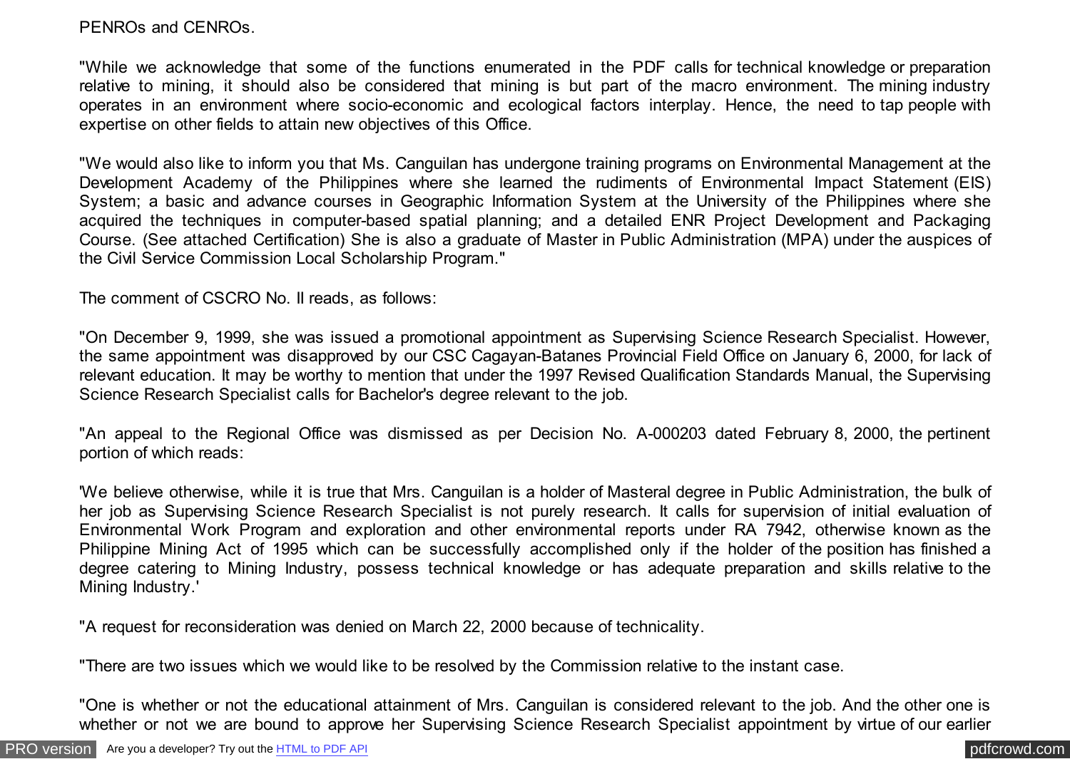PENROs and CENROs.

"While we acknowledge that some of the functions enumerated in the PDF calls for technical knowledge or preparation relative to mining, it should also be considered that mining is but part of the macro environment. The mining industry operates in an environment where socio-economic and ecological factors interplay. Hence, the need to tap people with expertise on other fields to attain new objectives of this Office.

"We would also like to inform you that Ms. Canguilan has undergone training programs on Environmental Management at the Development Academy of the Philippines where she learned the rudiments of Environmental Impact Statement (EIS) System; a basic and advance courses in Geographic Information System at the University of the Philippines where she acquired the techniques in computer-based spatial planning; and a detailed ENR Project Development and Packaging Course. (See attached Certification) She is also a graduate of Master in Public Administration (MPA) under the auspices of the Civil Service Commission Local Scholarship Program."

The comment of CSCRO No. II reads, as follows:

"On December 9, 1999, she was issued a promotional appointment as Supervising Science Research Specialist. However, the same appointment was disapproved by our CSC Cagayan-Batanes Provincial Field Office on January 6, 2000, for lack of relevant education. It may be worthy to mention that under the 1997 Revised Qualification Standards Manual, the Supervising Science Research Specialist calls for Bachelor's degree relevant to the job.

"An appeal to the Regional Office was dismissed as per Decision No. A-000203 dated February 8, 2000, the pertinent portion of which reads:

'We believe otherwise, while it is true that Mrs. Canguilan is a holder of Masteral degree in Public Administration, the bulk of her job as Supervising Science Research Specialist is not purely research. It calls for supervision of initial evaluation of Environmental Work Program and exploration and other environmental reports under RA 7942, otherwise known as the Philippine Mining Act of 1995 which can be successfully accomplished only if the holder of the position has finished a degree catering to Mining Industry, possess technical knowledge or has adequate preparation and skills relative to the Mining Industry.'

"A request for reconsideration was denied on March 22, 2000 because of technicality.

"There are two issues which we would like to be resolved by the Commission relative to the instant case.

"One is whether or not the educational attainment of Mrs. Canguilan is considered relevant to the job. And the other one is whether or not we are bound to approve her Supervising Science Research Specialist appointment by virtue of our earlier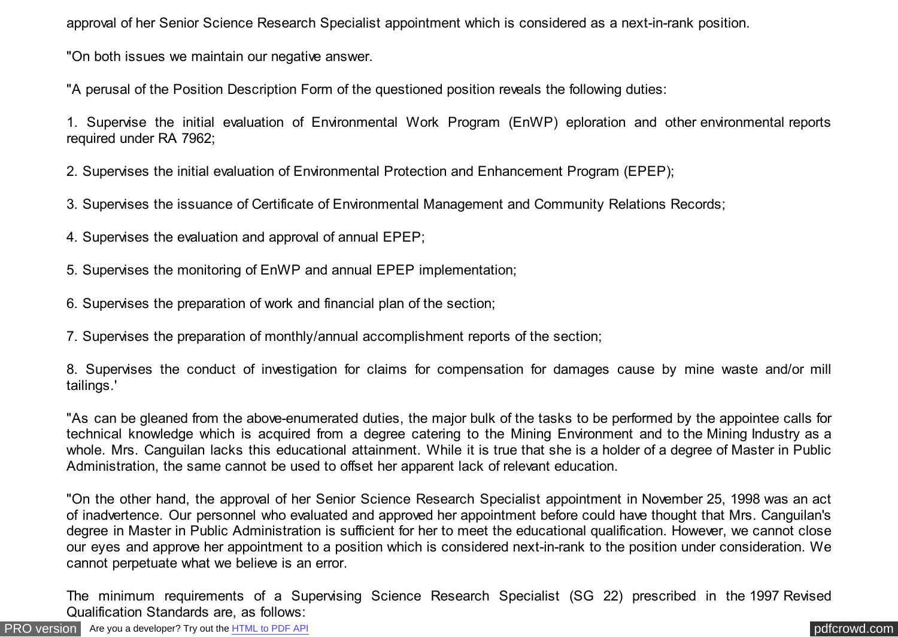approval of her Senior Science Research Specialist appointment which is considered as a next-in-rank position.

"On both issues we maintain our negative answer.

"A perusal of the Position Description Form of the questioned position reveals the following duties:

1. Supervise the initial evaluation of Environmental Work Program (EnWP) eploration and other environmental reports required under RA 7962;

2. Supervises the initial evaluation of Environmental Protection and Enhancement Program (EPEP);

3. Supervises the issuance of Certificate of Environmental Management and Community Relations Records;

4. Supervises the evaluation and approval of annual EPEP;

5. Supervises the monitoring of EnWP and annual EPEP implementation;

6. Supervises the preparation of work and financial plan of the section;

7. Supervises the preparation of monthly/annual accomplishment reports of the section;

8. Supervises the conduct of investigation for claims for compensation for damages cause by mine waste and/or mill tailings.'

"As can be gleaned from the above-enumerated duties, the major bulk of the tasks to be performed by the appointee calls for technical knowledge which is acquired from a degree catering to the Mining Environment and to the Mining Industry as a whole. Mrs. Canguilan lacks this educational attainment. While it is true that she is a holder of a degree of Master in Public Administration, the same cannot be used to offset her apparent lack of relevant education.

"On the other hand, the approval of her Senior Science Research Specialist appointment in November 25, 1998 was an act of inadvertence. Our personnel who evaluated and approved her appointment before could have thought that Mrs. Canguilan's degree in Master in Public Administration is sufficient for her to meet the educational qualification. However, we cannot close our eyes and approve her appointment to a position which is considered next-in-rank to the position under consideration. We cannot perpetuate what we believe is an error.

The minimum requirements of a Supervising Science Research Specialist (SG 22) prescribed in the 1997 Revised Qualification Standards are, as follows: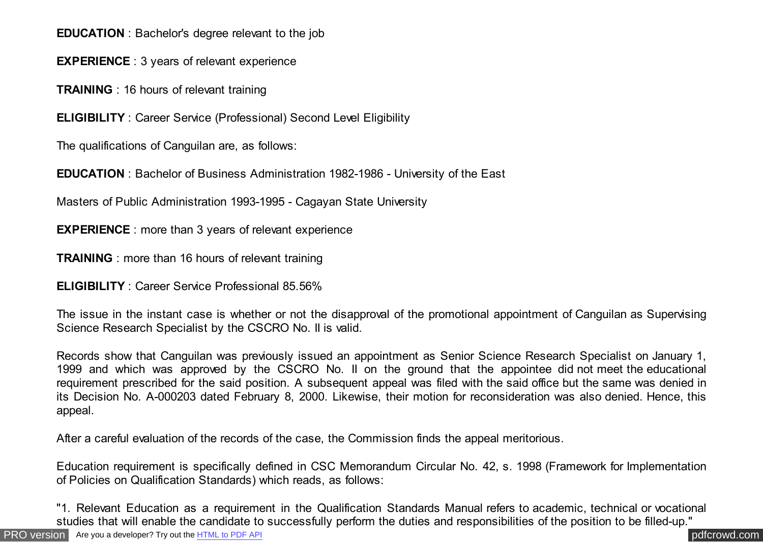**EDUCATION** : Bachelor's degree relevant to the job

**EXPERIENCE** : 3 years of relevant experience

**TRAINING** : 16 hours of relevant training

**ELIGIBILITY** : Career Service (Professional) Second Level Eligibility

The qualifications of Canguilan are, as follows:

**EDUCATION** : Bachelor of Business Administration 1982-1986 - University of the East

Masters of Public Administration 1993-1995 - Cagayan State University

**EXPERIENCE** : more than 3 years of relevant experience

**TRAINING** : more than 16 hours of relevant training

**ELIGIBILITY** : Career Service Professional 85.56%

The issue in the instant case is whether or not the disapproval of the promotional appointment of Canguilan as Supervising Science Research Specialist by the CSCRO No. II is valid.

Records show that Canguilan was previously issued an appointment as Senior Science Research Specialist on January 1, 1999 and which was approved by the CSCRO No. II on the ground that the appointee did not meet the educational requirement prescribed for the said position. A subsequent appeal was filed with the said office but the same was denied in its Decision No. A-000203 dated February 8, 2000. Likewise, their motion for reconsideration was also denied. Hence, this appeal.

After a careful evaluation of the records of the case, the Commission finds the appeal meritorious.

Education requirement is specifically defined in CSC Memorandum Circular No. 42, s. 1998 (Framework for Implementation of Policies on Qualification Standards) which reads, as follows:

"1. Relevant Education as a requirement in the Qualification Standards Manual refers to academic, technical or vocational studies that will enable the candidate to successfully perform the duties and responsibilities of the position to be filled-up."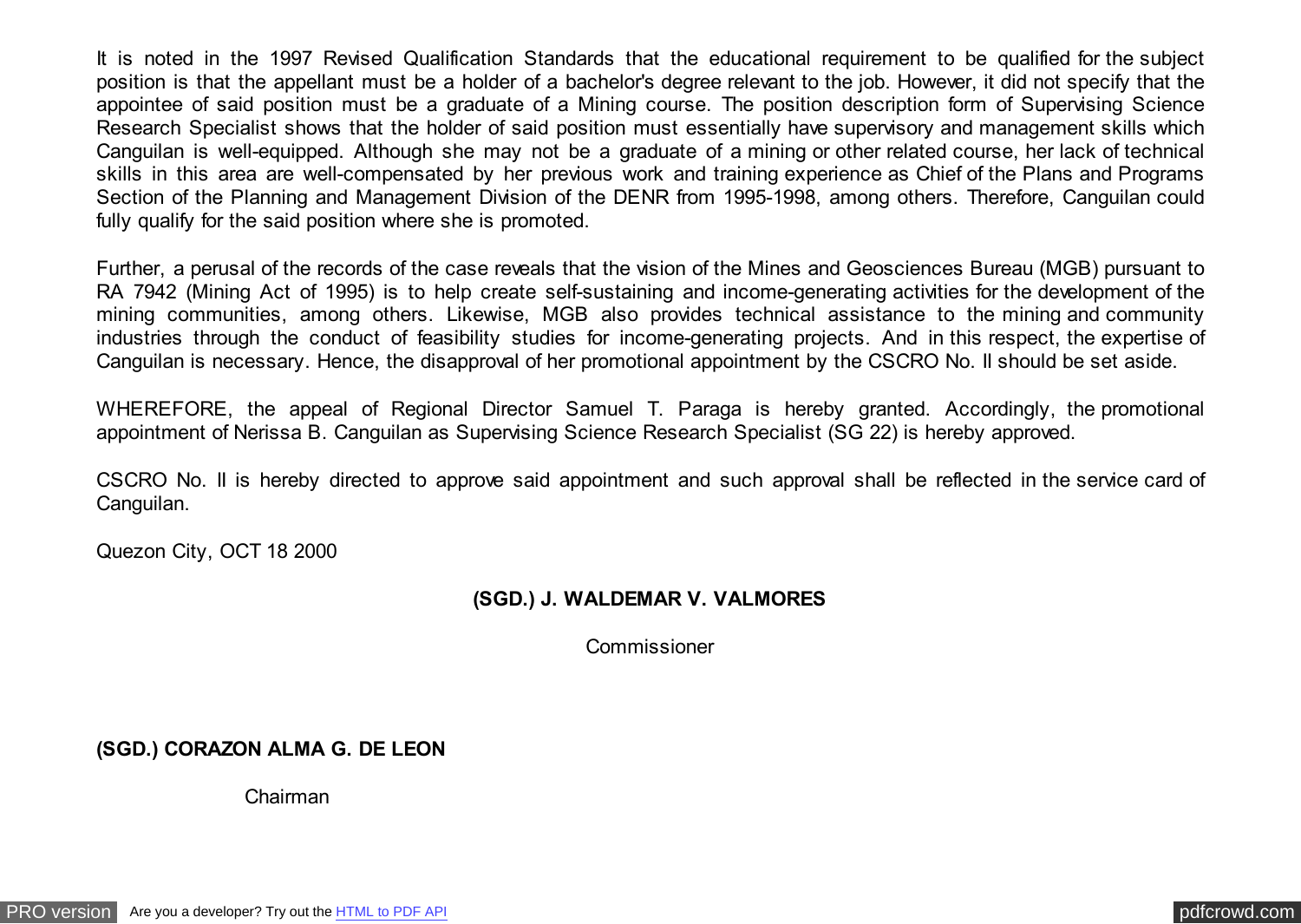It is noted in the 1997 Revised Qualification Standards that the educational requirement to be qualified for the subject position is that the appellant must be a holder of a bachelor's degree relevant to the job. However, it did not specify that the appointee of said position must be a graduate of a Mining course. The position description form of Supervising Science Research Specialist shows that the holder of said position must essentially have supervisory and management skills which Canguilan is well-equipped. Although she may not be a graduate of a mining or other related course, her lack of technical skills in this area are well-compensated by her previous work and training experience as Chief of the Plans and Programs Section of the Planning and Management Division of the DENR from 1995-1998, among others. Therefore, Canguilan could fully qualify for the said position where she is promoted.

Further, a perusal of the records of the case reveals that the vision of the Mines and Geosciences Bureau (MGB) pursuant to RA 7942 (Mining Act of 1995) is to help create self-sustaining and income-generating activities for the development of the mining communities, among others. Likewise, MGB also provides technical assistance to the mining and community industries through the conduct of feasibility studies for income-generating projects. And in this respect, the expertise of Canguilan is necessary. Hence, the disapproval of her promotional appointment by the CSCRO No. II should be set aside.

WHEREFORE, the appeal of Regional Director Samuel T. Paraga is hereby granted. Accordingly, the promotional appointment of Nerissa B. Canguilan as Supervising Science Research Specialist (SG 22) is hereby approved.

CSCRO No. II is hereby directed to approve said appointment and such approval shall be reflected in the service card of Canguilan.

Quezon City, OCT 18 2000

**(SGD.) J. WALDEMAR V. VALMORES**

Commissioner

**(SGD.) CORAZON ALMA G. DE LEON**

Chairman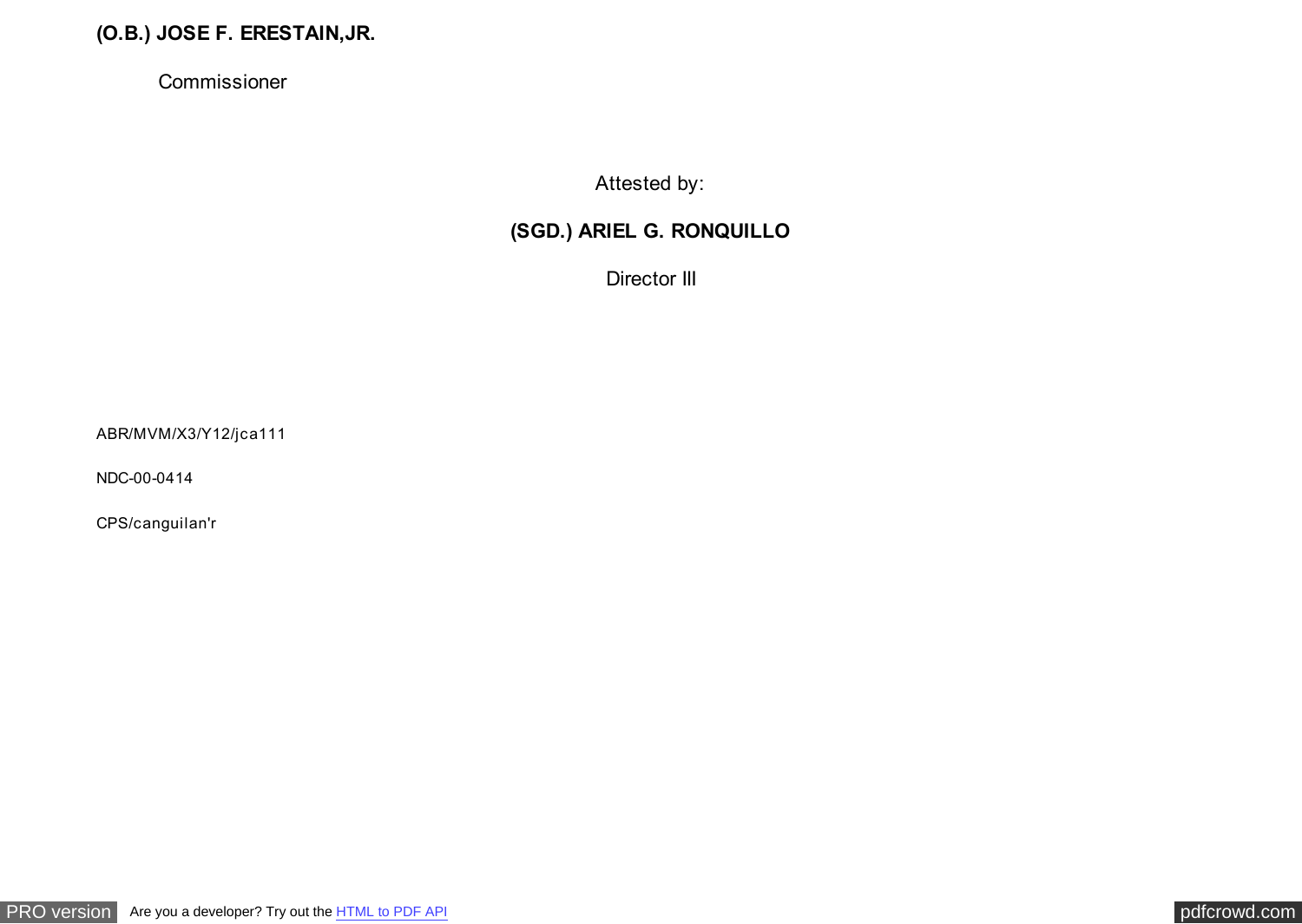**(O.B.) JOSE F. ERESTAIN,JR.**

Commissioner

Attested by:

**(SGD.) ARIEL G. RONQUILLO**

Director III

ABR/MVM/X3/Y12/jca111

NDC-00-0414

CPS/canguilan'r